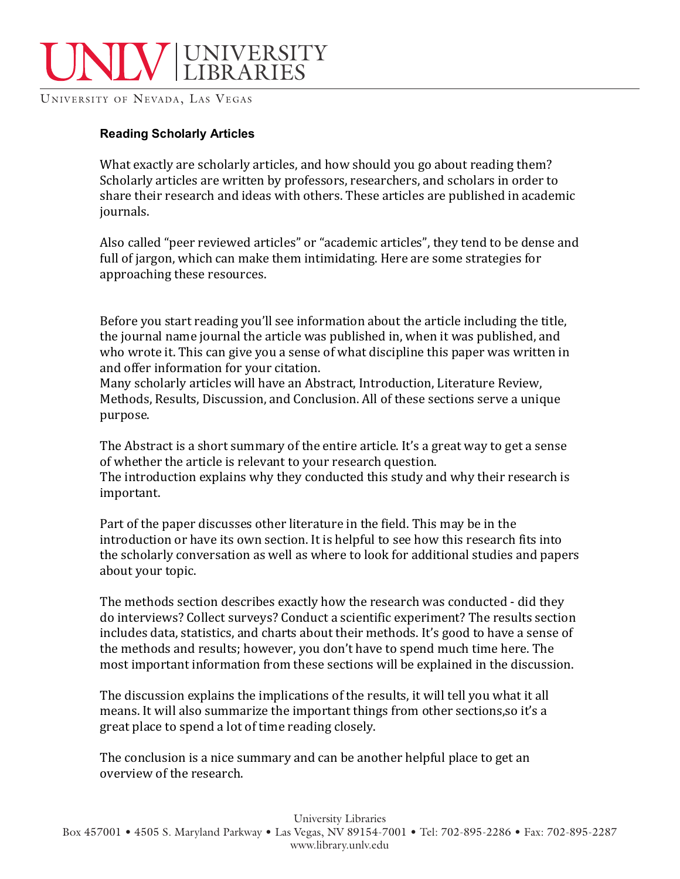# UNLV | UNIVERSITY LIBRARIES

UNIVERSITY OF NEVADA, LAS VEGAS

## Reading Scholarly Articles

What exactly are scholarly articles, and how should you go about reading them? Scholarly articles are written by professors, researchers, and scholars in order to share their research and ideas with others. These articles are published in academic journals.

Also called "peer reviewed articles" or "academic articles", they tend to be dense and full of jargon, which can make them intimidating. Here are some strategies for approaching these resources.

Before you start reading you'll see information about the article including the title, the journal name journal the article was published in, when it was published, and who wrote it. This can give you a sense of what discipline this paper was written in and offer information for your citation.
Many scholarly articles will have an Abstract, Introduction, Literature Review, Methods, Results, Discussion, and Conclusion. All of these sections serve a unique purpose.

The Abstract is a short summary of the entire article. It's a great way to get a sense of whether the article is relevant to your research question.
The introduction explains why they conducted this study and why their research is important.

Part of the paper discusses other literature in the field. This may be in the introduction or have its own section. It is helpful to see how this research fits into the scholarly conversation as well as where to look for additional studies and papers about your topic.

The methods section describes exactly how the research was conducted - did they do interviews? Collect surveys? Conduct a scientific experiment? The results section includes data, statistics, and charts about their methods. It's good to have a sense of the methods and results; however, you don't have to spend much time here. The most important information from these sections will be explained in the discussion.

The discussion explains the implications of the results, it will tell you what it all means. It will also summarize the important things from other sections,so it's a great place to spend a lot of time reading closely.

The conclusion is a nice summary and can be another helpful place to get an overview of the research.

University Libraries
Box 457001 • 4505 S. Maryland Parkway • Las Vegas, NV 89154-7001 • Tel: 702-895-2286 • Fax: 702-895-2287
www.library.unlv.edu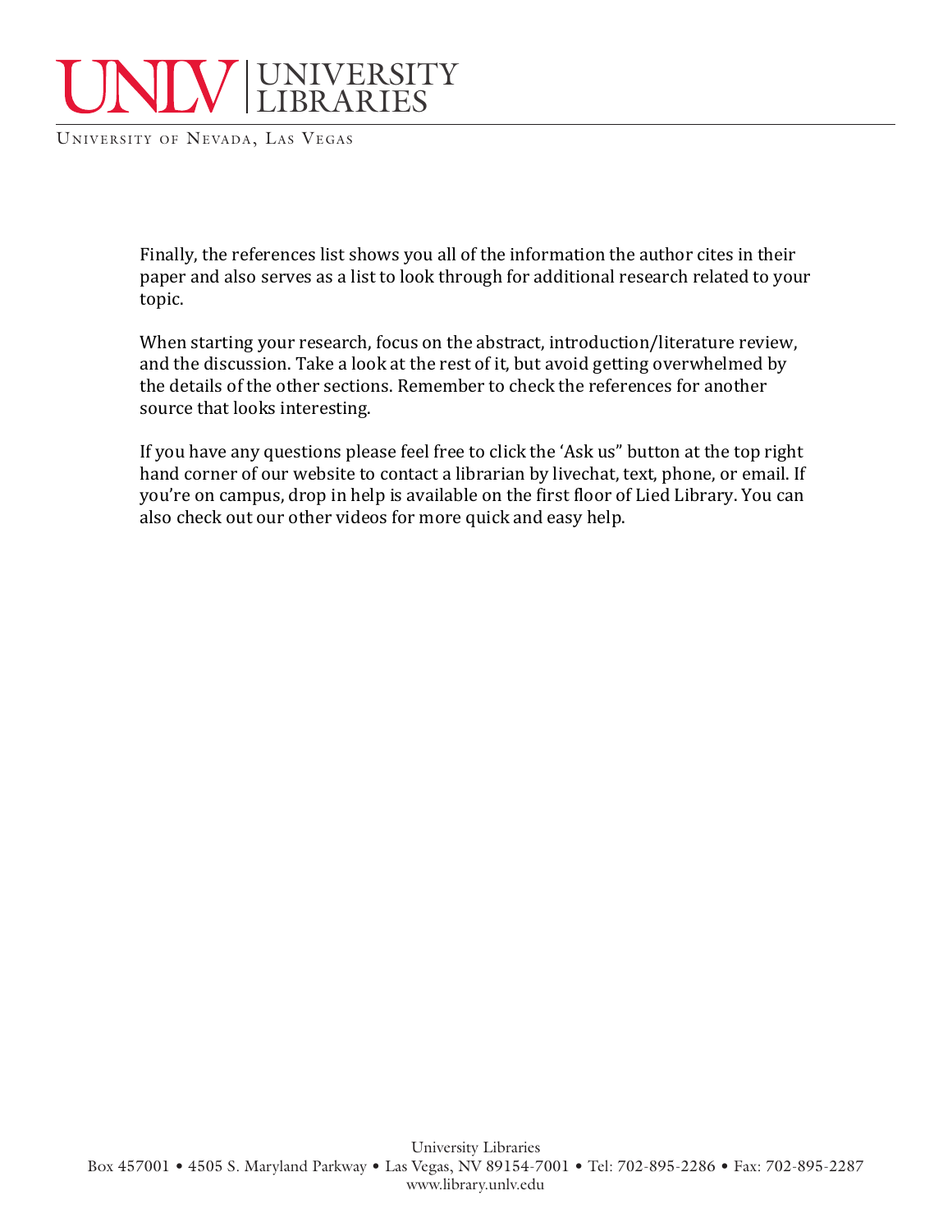Finally, the references list shows you all of the information the author cites in their paper and also serves as a list to look through for additional research related to your topic.

When starting your research, focus on the abstract, introduction/literature review, and the discussion. Take a look at the rest of it, but avoid getting overwhelmed by the details of the other sections. Remember to check the references for another source that looks interesting.

If you have any questions please feel free to click the 'Ask us" button at the top right hand corner of our website to contact a librarian by livechat, text, phone, or email. If you're on campus, drop in help is available on the first floor of Lied Library. You can also check out our other videos for more quick and easy help.